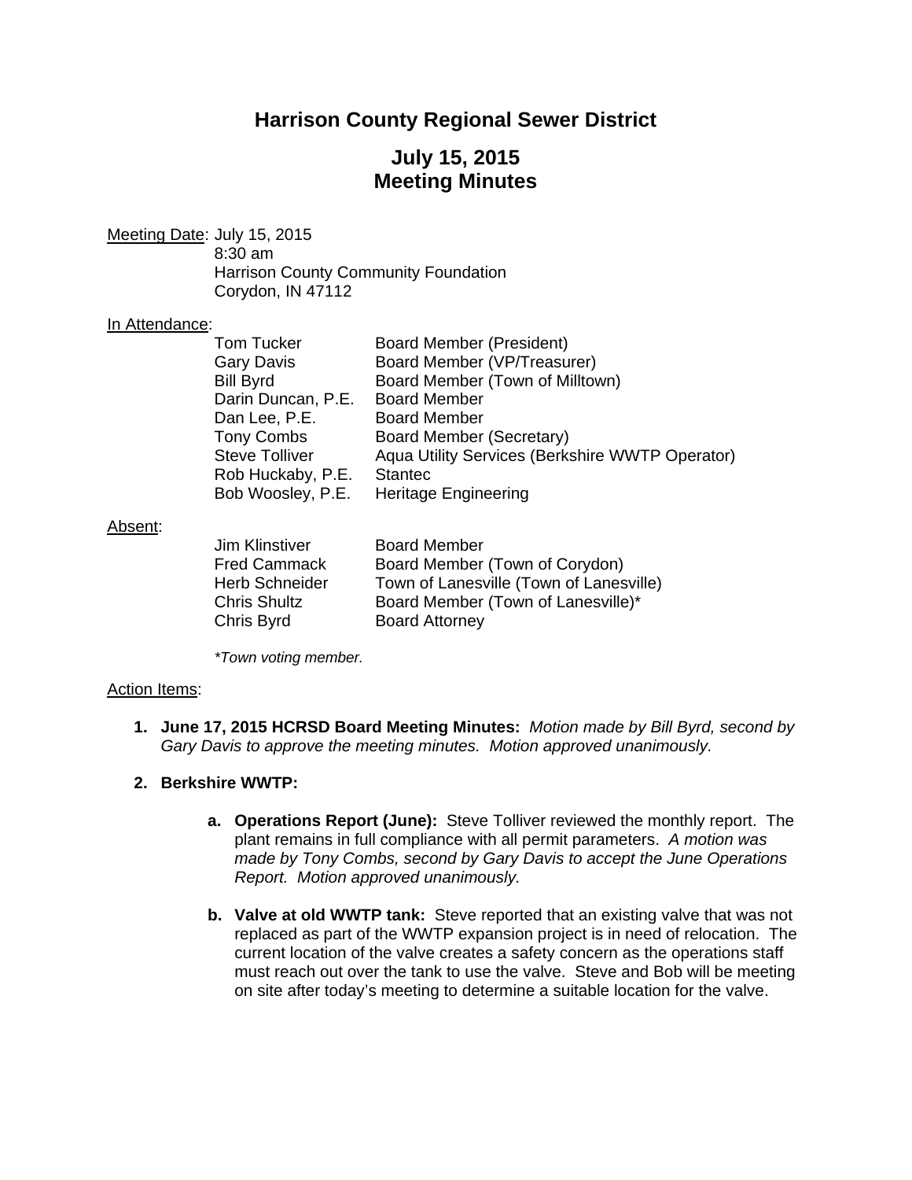# Harrison County Regional Sewer District

## July 15, 2015
## Meeting Minutes

<u>Meeting Date</u>: July 15, 2015
8:30 am
Harrison County Community Foundation
Corydon, IN 47112

<u>In Attendance</u>:

| | |
|---|---|
| Tom Tucker | Board Member (President) |
| Gary Davis | Board Member (VP/Treasurer) |
| Bill Byrd | Board Member (Town of Milltown) |
| Darin Duncan, P.E. | Board Member |
| Dan Lee, P.E. | Board Member |
| Tony Combs | Board Member (Secretary) |
| Steve Tolliver | Aqua Utility Services (Berkshire WWTP Operator) |
| Rob Huckaby, P.E. | Stantec |
| Bob Woosley, P.E. | Heritage Engineering |

<u>Absent</u>:

| | |
|---|---|
| Jim Klinstiver | Board Member |
| Fred Cammack | Board Member (Town of Corydon) |
| Herb Schneider | Town of Lanesville (Town of Lanesville) |
| Chris Shultz | Board Member (Town of Lanesville)* |
| Chris Byrd | Board Attorney |

*\*Town voting member.*

<u>Action Items</u>:

1. **June 17, 2015 HCRSD Board Meeting Minutes:** *Motion made by Bill Byrd, second by Gary Davis to approve the meeting minutes. Motion approved unanimously.*

2. **Berkshire WWTP:**

   a. **Operations Report (June):** Steve Tolliver reviewed the monthly report. The plant remains in full compliance with all permit parameters. *A motion was made by Tony Combs, second by Gary Davis to accept the June Operations Report. Motion approved unanimously.*

   b. **Valve at old WWTP tank:** Steve reported that an existing valve that was not replaced as part of the WWTP expansion project is in need of relocation. The current location of the valve creates a safety concern as the operations staff must reach out over the tank to use the valve. Steve and Bob will be meeting on site after today's meeting to determine a suitable location for the valve.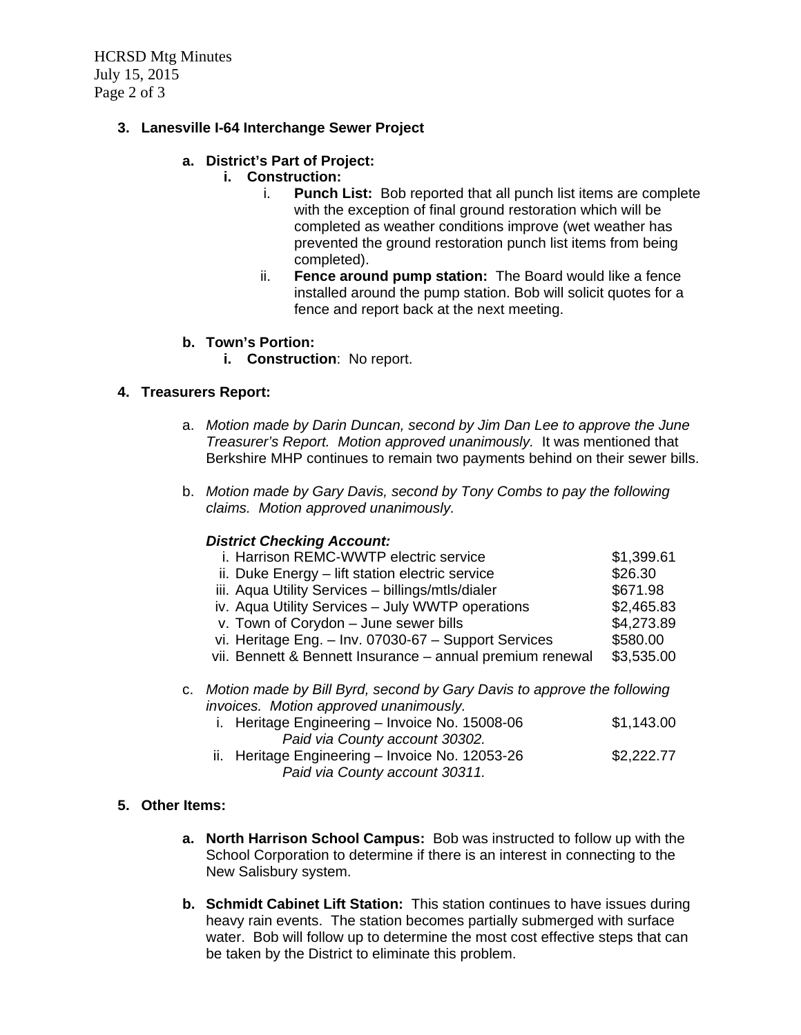**3. Lanesville I-64 Interchange Sewer Project**

**a. District's Part of Project:**

**i. Construction:**

i. **Punch List:** Bob reported that all punch list items are complete with the exception of final ground restoration which will be completed as weather conditions improve (wet weather has prevented the ground restoration punch list items from being completed).

ii. **Fence around pump station:** The Board would like a fence installed around the pump station. Bob will solicit quotes for a fence and report back at the next meeting.

**b. Town's Portion:**

**i. Construction**: No report.

**4. Treasurers Report:**

a. *Motion made by Darin Duncan, second by Jim Dan Lee to approve the June Treasurer's Report. Motion approved unanimously.* It was mentioned that Berkshire MHP continues to remain two payments behind on their sewer bills.

b. *Motion made by Gary Davis, second by Tony Combs to pay the following claims. Motion approved unanimously.*

***District Checking Account:***

| | |
|---|---|
| i. Harrison REMC-WWTP electric service | $1,399.61 |
| ii. Duke Energy – lift station electric service | $26.30 |
| iii. Aqua Utility Services – billings/mtls/dialer | $671.98 |
| iv. Aqua Utility Services – July WWTP operations | $2,465.83 |
| v. Town of Corydon – June sewer bills | $4,273.89 |
| vi. Heritage Eng. – Inv. 07030-67 – Support Services | $580.00 |
| vii. Bennett & Bennett Insurance – annual premium renewal | $3,535.00 |

c. *Motion made by Bill Byrd, second by Gary Davis to approve the following invoices. Motion approved unanimously.*

| | |
|---|---|
| i. Heritage Engineering – Invoice No. 15008-06<br>*Paid via County account 30302.* | $1,143.00 |
| ii. Heritage Engineering – Invoice No. 12053-26<br>*Paid via County account 30311.* | $2,222.77 |

**5. Other Items:**

**a. North Harrison School Campus:** Bob was instructed to follow up with the School Corporation to determine if there is an interest in connecting to the New Salisbury system.

**b. Schmidt Cabinet Lift Station:** This station continues to have issues during heavy rain events. The station becomes partially submerged with surface water. Bob will follow up to determine the most cost effective steps that can be taken by the District to eliminate this problem.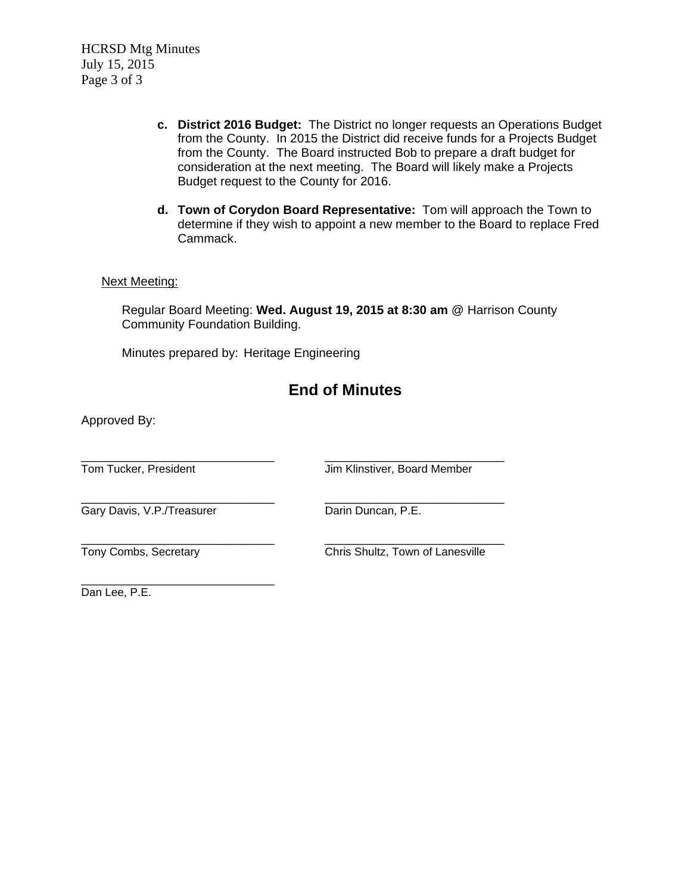c. **District 2016 Budget:** The District no longer requests an Operations Budget from the County. In 2015 the District did receive funds for a Projects Budget from the County. The Board instructed Bob to prepare a draft budget for consideration at the next meeting. The Board will likely make a Projects Budget request to the County for 2016.

d. **Town of Corydon Board Representative:** Tom will approach the Town to determine if they wish to appoint a new member to the Board to replace Fred Cammack.

<u>Next Meeting:</u>

Regular Board Meeting: **Wed. August 19, 2015 at 8:30 am** @ Harrison County Community Foundation Building.

Minutes prepared by: Heritage Engineering

## End of Minutes

Approved By:

| | |
|---|---|
| ____________________________ | ____________________________ |
| Tom Tucker, President | Jim Klinstiver, Board Member |
| ____________________________ | ____________________________ |
| Gary Davis, V.P./Treasurer | Darin Duncan, P.E. |
| ____________________________ | ____________________________ |
| Tony Combs, Secretary | Chris Shultz, Town of Lanesville |
| ____________________________ | |
| Dan Lee, P.E. | |